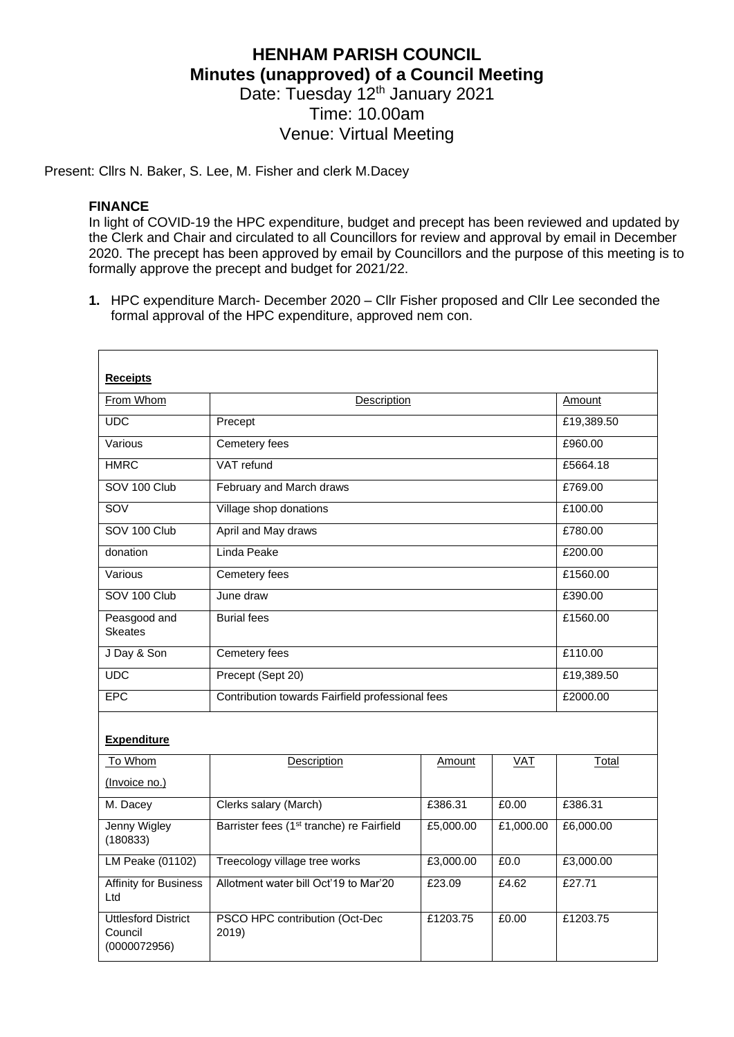# HENHAM PARISH COUNCIL
## Minutes (unapproved) of a Council Meeting

Date: Tuesday 12th January 2021
Time: 10.00am
Venue: Virtual Meeting

Present: Cllrs N. Baker, S. Lee, M. Fisher and clerk M.Dacey

**FINANCE**

In light of COVID-19 the HPC expenditure, budget and precept has been reviewed and updated by the Clerk and Chair and circulated to all Councillors for review and approval by email in December 2020. The precept has been approved by email by Councillors and the purpose of this meeting is to formally approve the precept and budget for 2021/22.

1. HPC expenditure March- December 2020 – Cllr Fisher proposed and Cllr Lee seconded the formal approval of the HPC expenditure, approved nem con.

**Receipts**

| From Whom | Description | Amount |
|---|---|---|
| UDC | Precept | £19,389.50 |
| Various | Cemetery fees | £960.00 |
| HMRC | VAT refund | £5664.18 |
| SOV 100 Club | February and March draws | £769.00 |
| SOV | Village shop donations | £100.00 |
| SOV 100 Club | April and May draws | £780.00 |
| donation | Linda Peake | £200.00 |
| Various | Cemetery fees | £1560.00 |
| SOV 100 Club | June draw | £390.00 |
| Peasgood and Skeates | Burial fees | £1560.00 |
| J Day & Son | Cemetery fees | £110.00 |
| UDC | Precept (Sept 20) | £19,389.50 |
| EPC | Contribution towards Fairfield professional fees | £2000.00 |

**Expenditure**

| To Whom (Invoice no.) | Description | Amount | VAT | Total |
|---|---|---|---|---|
| M. Dacey | Clerks salary (March) | £386.31 | £0.00 | £386.31 |
| Jenny Wigley (180833) | Barrister fees (1st tranche) re Fairfield | £5,000.00 | £1,000.00 | £6,000.00 |
| LM Peake (01102) | Treecology village tree works | £3,000.00 | £0.0 | £3,000.00 |
| Affinity for Business Ltd | Allotment water bill Oct'19 to Mar'20 | £23.09 | £4.62 | £27.71 |
| Uttlesford District Council (0000072956) | PSCO HPC contribution (Oct-Dec 2019) | £1203.75 | £0.00 | £1203.75 |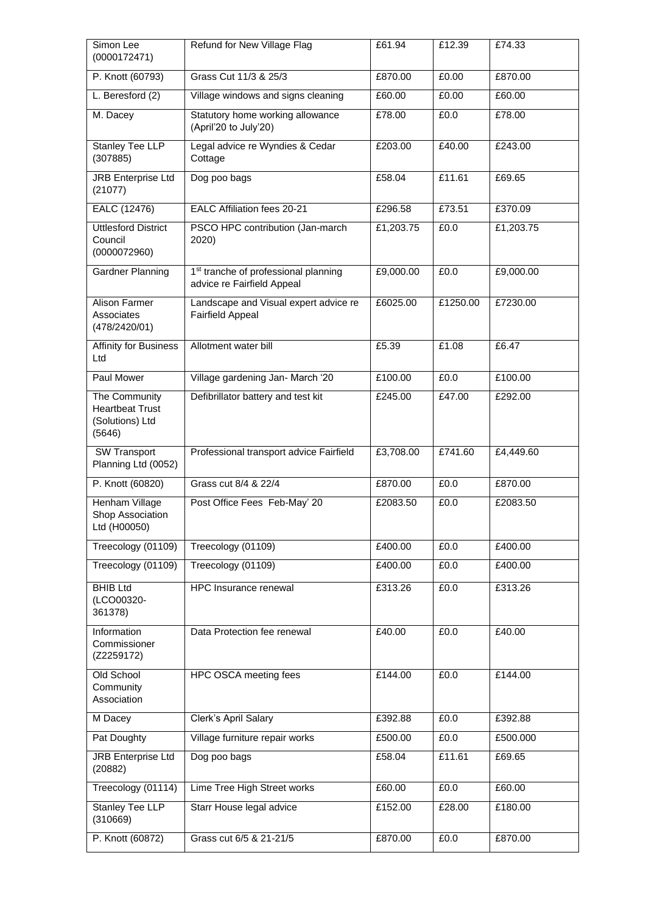| Simon Lee (0000172471) | Refund for New Village Flag | £61.94 | £12.39 | £74.33 |
|---|---|---|---|---|
| P. Knott (60793) | Grass Cut 11/3 & 25/3 | £870.00 | £0.00 | £870.00 |
| L. Beresford (2) | Village windows and signs cleaning | £60.00 | £0.00 | £60.00 |
| M. Dacey | Statutory home working allowance (April'20 to July'20) | £78.00 | £0.0 | £78.00 |
| Stanley Tee LLP (307885) | Legal advice re Wyndies & Cedar Cottage | £203.00 | £40.00 | £243.00 |
| JRB Enterprise Ltd (21077) | Dog poo bags | £58.04 | £11.61 | £69.65 |
| EALC (12476) | EALC Affiliation fees 20-21 | £296.58 | £73.51 | £370.09 |
| Uttlesford District Council (0000072960) | PSCO HPC contribution (Jan-march 2020) | £1,203.75 | £0.0 | £1,203.75 |
| Gardner Planning | 1st tranche of professional planning advice re Fairfield Appeal | £9,000.00 | £0.0 | £9,000.00 |
| Alison Farmer Associates (478/2420/01) | Landscape and Visual expert advice re Fairfield Appeal | £6025.00 | £1250.00 | £7230.00 |
| Affinity for Business Ltd | Allotment water bill | £5.39 | £1.08 | £6.47 |
| Paul Mower | Village gardening Jan- March '20 | £100.00 | £0.0 | £100.00 |
| The Community Heartbeat Trust (Solutions) Ltd (5646) | Defibrillator battery and test kit | £245.00 | £47.00 | £292.00 |
| SW Transport Planning Ltd (0052) | Professional transport advice Fairfield | £3,708.00 | £741.60 | £4,449.60 |
| P. Knott (60820) | Grass cut 8/4 & 22/4 | £870.00 | £0.0 | £870.00 |
| Henham Village Shop Association Ltd (H00050) | Post Office Fees Feb-May' 20 | £2083.50 | £0.0 | £2083.50 |
| Treecology (01109) | Treecology (01109) | £400.00 | £0.0 | £400.00 |
| Treecology (01109) | Treecology (01109) | £400.00 | £0.0 | £400.00 |
| BHIB Ltd (LCO00320-361378) | HPC Insurance renewal | £313.26 | £0.0 | £313.26 |
| Information Commissioner (Z2259172) | Data Protection fee renewal | £40.00 | £0.0 | £40.00 |
| Old School Community Association | HPC OSCA meeting fees | £144.00 | £0.0 | £144.00 |
| M Dacey | Clerk's April Salary | £392.88 | £0.0 | £392.88 |
| Pat Doughty | Village furniture repair works | £500.00 | £0.0 | £500.000 |
| JRB Enterprise Ltd (20882) | Dog poo bags | £58.04 | £11.61 | £69.65 |
| Treecology (01114) | Lime Tree High Street works | £60.00 | £0.0 | £60.00 |
| Stanley Tee LLP (310669) | Starr House legal advice | £152.00 | £28.00 | £180.00 |
| P. Knott (60872) | Grass cut 6/5 & 21-21/5 | £870.00 | £0.0 | £870.00 |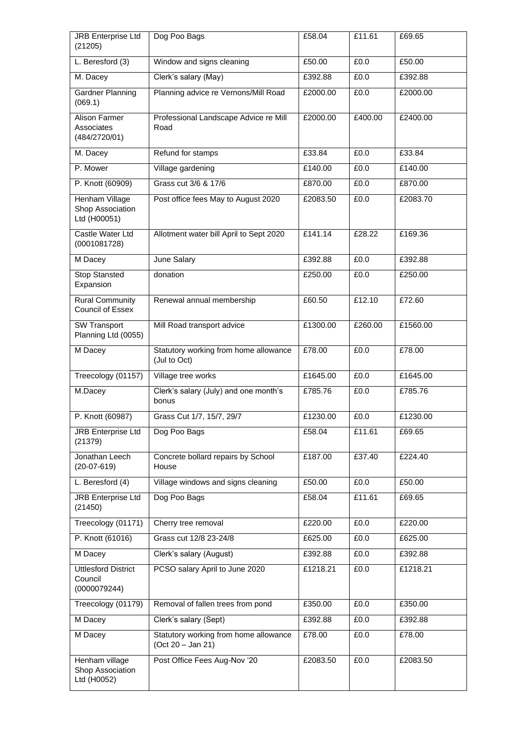| JRB Enterprise Ltd (21205) | Dog Poo Bags | £58.04 | £11.61 | £69.65 |
|---|---|---|---|---|
| L. Beresford (3) | Window and signs cleaning | £50.00 | £0.0 | £50.00 |
| M. Dacey | Clerk's salary (May) | £392.88 | £0.0 | £392.88 |
| Gardner Planning (069.1) | Planning advice re Vernons/Mill Road | £2000.00 | £0.0 | £2000.00 |
| Alison Farmer Associates (484/2720/01) | Professional Landscape Advice re Mill Road | £2000.00 | £400.00 | £2400.00 |
| M. Dacey | Refund for stamps | £33.84 | £0.0 | £33.84 |
| P. Mower | Village gardening | £140.00 | £0.0 | £140.00 |
| P. Knott (60909) | Grass cut 3/6 & 17/6 | £870.00 | £0.0 | £870.00 |
| Henham Village Shop Association Ltd (H00051) | Post office fees May to August 2020 | £2083.50 | £0.0 | £2083.70 |
| Castle Water Ltd (0001081728) | Allotment water bill April to Sept 2020 | £141.14 | £28.22 | £169.36 |
| M Dacey | June Salary | £392.88 | £0.0 | £392.88 |
| Stop Stansted Expansion | donation | £250.00 | £0.0 | £250.00 |
| Rural Community Council of Essex | Renewal annual membership | £60.50 | £12.10 | £72.60 |
| SW Transport Planning Ltd (0055) | Mill Road transport advice | £1300.00 | £260.00 | £1560.00 |
| M Dacey | Statutory working from home allowance (Jul to Oct) | £78.00 | £0.0 | £78.00 |
| Treecology (01157) | Village tree works | £1645.00 | £0.0 | £1645.00 |
| M.Dacey | Clerk's salary (July) and one month's bonus | £785.76 | £0.0 | £785.76 |
| P. Knott (60987) | Grass Cut 1/7, 15/7, 29/7 | £1230.00 | £0.0 | £1230.00 |
| JRB Enterprise Ltd (21379) | Dog Poo Bags | £58.04 | £11.61 | £69.65 |
| Jonathan Leech (20-07-619) | Concrete bollard repairs by School House | £187.00 | £37.40 | £224.40 |
| L. Beresford (4) | Village windows and signs cleaning | £50.00 | £0.0 | £50.00 |
| JRB Enterprise Ltd (21450) | Dog Poo Bags | £58.04 | £11.61 | £69.65 |
| Treecology (01171) | Cherry tree removal | £220.00 | £0.0 | £220.00 |
| P. Knott (61016) | Grass cut 12/8 23-24/8 | £625.00 | £0.0 | £625.00 |
| M Dacey | Clerk's salary (August) | £392.88 | £0.0 | £392.88 |
| Uttlesford District Council (0000079244) | PCSO salary April to June 2020 | £1218.21 | £0.0 | £1218.21 |
| Treecology (01179) | Removal of fallen trees from pond | £350.00 | £0.0 | £350.00 |
| M Dacey | Clerk's salary (Sept) | £392.88 | £0.0 | £392.88 |
| M Dacey | Statutory working from home allowance (Oct 20 – Jan 21) | £78.00 | £0.0 | £78.00 |
| Henham village Shop Association Ltd (H0052) | Post Office Fees Aug-Nov '20 | £2083.50 | £0.0 | £2083.50 |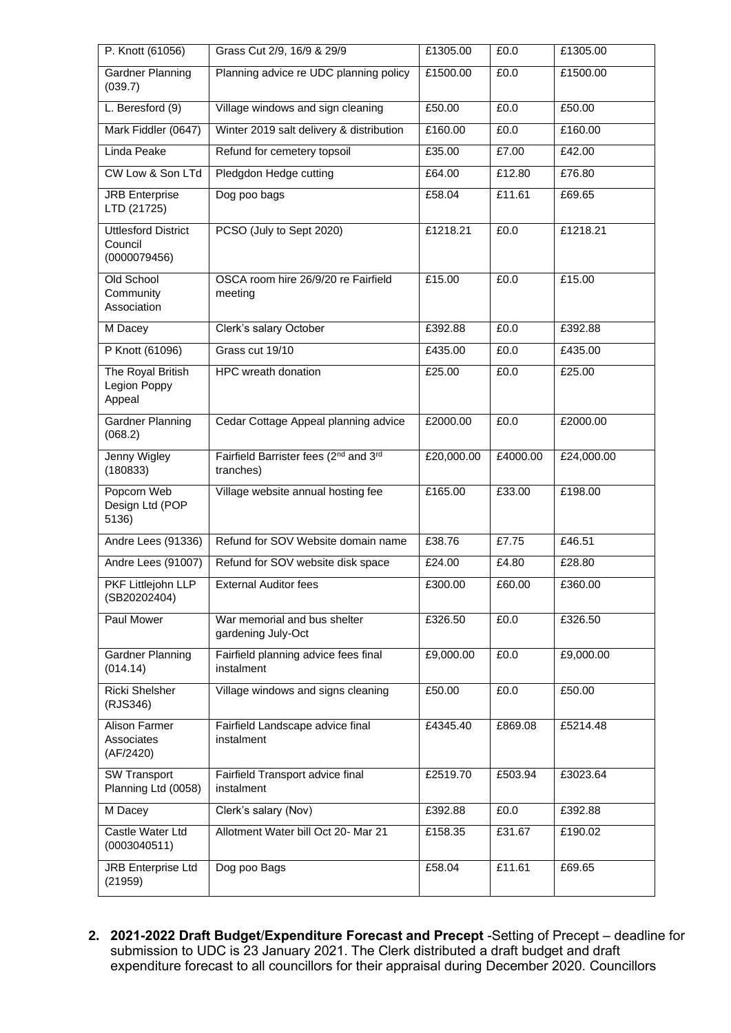| P. Knott (61056) | Grass Cut 2/9, 16/9 & 29/9 | £1305.00 | £0.0 | £1305.00 |
|---|---|---|---|---|
| Gardner Planning (039.7) | Planning advice re UDC planning policy | £1500.00 | £0.0 | £1500.00 |
| L. Beresford (9) | Village windows and sign cleaning | £50.00 | £0.0 | £50.00 |
| Mark Fiddler (0647) | Winter 2019 salt delivery & distribution | £160.00 | £0.0 | £160.00 |
| Linda Peake | Refund for cemetery topsoil | £35.00 | £7.00 | £42.00 |
| CW Low & Son LTd | Pledgdon Hedge cutting | £64.00 | £12.80 | £76.80 |
| JRB Enterprise LTD (21725) | Dog poo bags | £58.04 | £11.61 | £69.65 |
| Uttlesford District Council (0000079456) | PCSO (July to Sept 2020) | £1218.21 | £0.0 | £1218.21 |
| Old School Community Association | OSCA room hire 26/9/20 re Fairfield meeting | £15.00 | £0.0 | £15.00 |
| M Dacey | Clerk's salary October | £392.88 | £0.0 | £392.88 |
| P Knott (61096) | Grass cut 19/10 | £435.00 | £0.0 | £435.00 |
| The Royal British Legion Poppy Appeal | HPC wreath donation | £25.00 | £0.0 | £25.00 |
| Gardner Planning (068.2) | Cedar Cottage Appeal planning advice | £2000.00 | £0.0 | £2000.00 |
| Jenny Wigley (180833) | Fairfield Barrister fees (2nd and 3rd tranches) | £20,000.00 | £4000.00 | £24,000.00 |
| Popcorn Web Design Ltd (POP 5136) | Village website annual hosting fee | £165.00 | £33.00 | £198.00 |
| Andre Lees (91336) | Refund for SOV Website domain name | £38.76 | £7.75 | £46.51 |
| Andre Lees (91007) | Refund for SOV website disk space | £24.00 | £4.80 | £28.80 |
| PKF Littlejohn LLP (SB20202404) | External Auditor fees | £300.00 | £60.00 | £360.00 |
| Paul Mower | War memorial and bus shelter gardening July-Oct | £326.50 | £0.0 | £326.50 |
| Gardner Planning (014.14) | Fairfield planning advice fees final instalment | £9,000.00 | £0.0 | £9,000.00 |
| Ricki Shelsher (RJS346) | Village windows and signs cleaning | £50.00 | £0.0 | £50.00 |
| Alison Farmer Associates (AF/2420) | Fairfield Landscape advice final instalment | £4345.40 | £869.08 | £5214.48 |
| SW Transport Planning Ltd (0058) | Fairfield Transport advice final instalment | £2519.70 | £503.94 | £3023.64 |
| M Dacey | Clerk's salary (Nov) | £392.88 | £0.0 | £392.88 |
| Castle Water Ltd (0003040511) | Allotment Water bill Oct 20- Mar 21 | £158.35 | £31.67 | £190.02 |
| JRB Enterprise Ltd (21959) | Dog poo Bags | £58.04 | £11.61 | £69.65 |

2. **2021-2022 Draft Budget/Expenditure Forecast and Precept** -Setting of Precept – deadline for submission to UDC is 23 January 2021. The Clerk distributed a draft budget and draft expenditure forecast to all councillors for their appraisal during December 2020. Councillors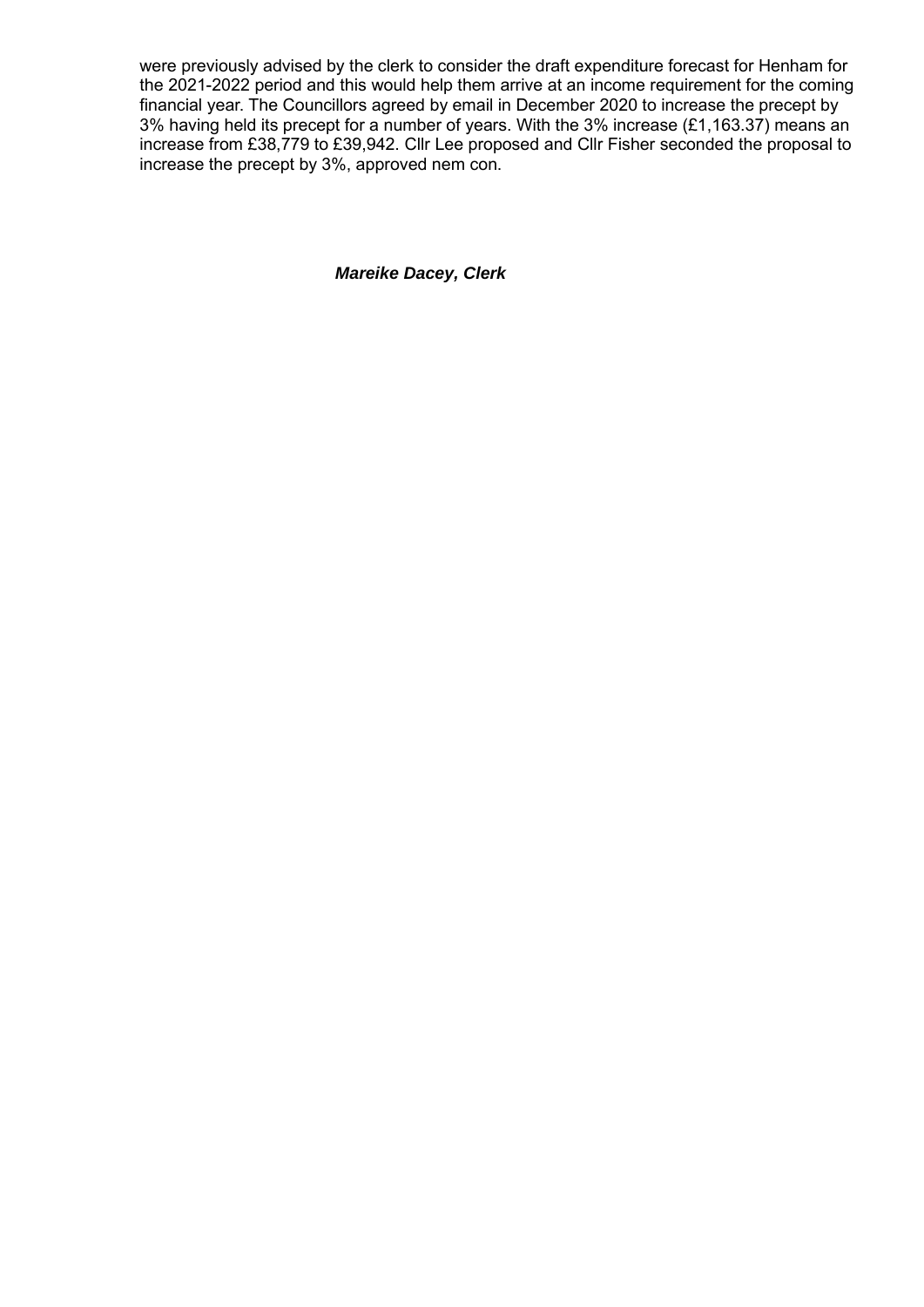were previously advised by the clerk to consider the draft expenditure forecast for Henham for the 2021-2022 period and this would help them arrive at an income requirement for the coming financial year. The Councillors agreed by email in December 2020 to increase the precept by 3% having held its precept for a number of years. With the 3% increase (£1,163.37) means an increase from £38,779 to £39,942. Cllr Lee proposed and Cllr Fisher seconded the proposal to increase the precept by 3%, approved nem con.

***Mareike Dacey, Clerk***